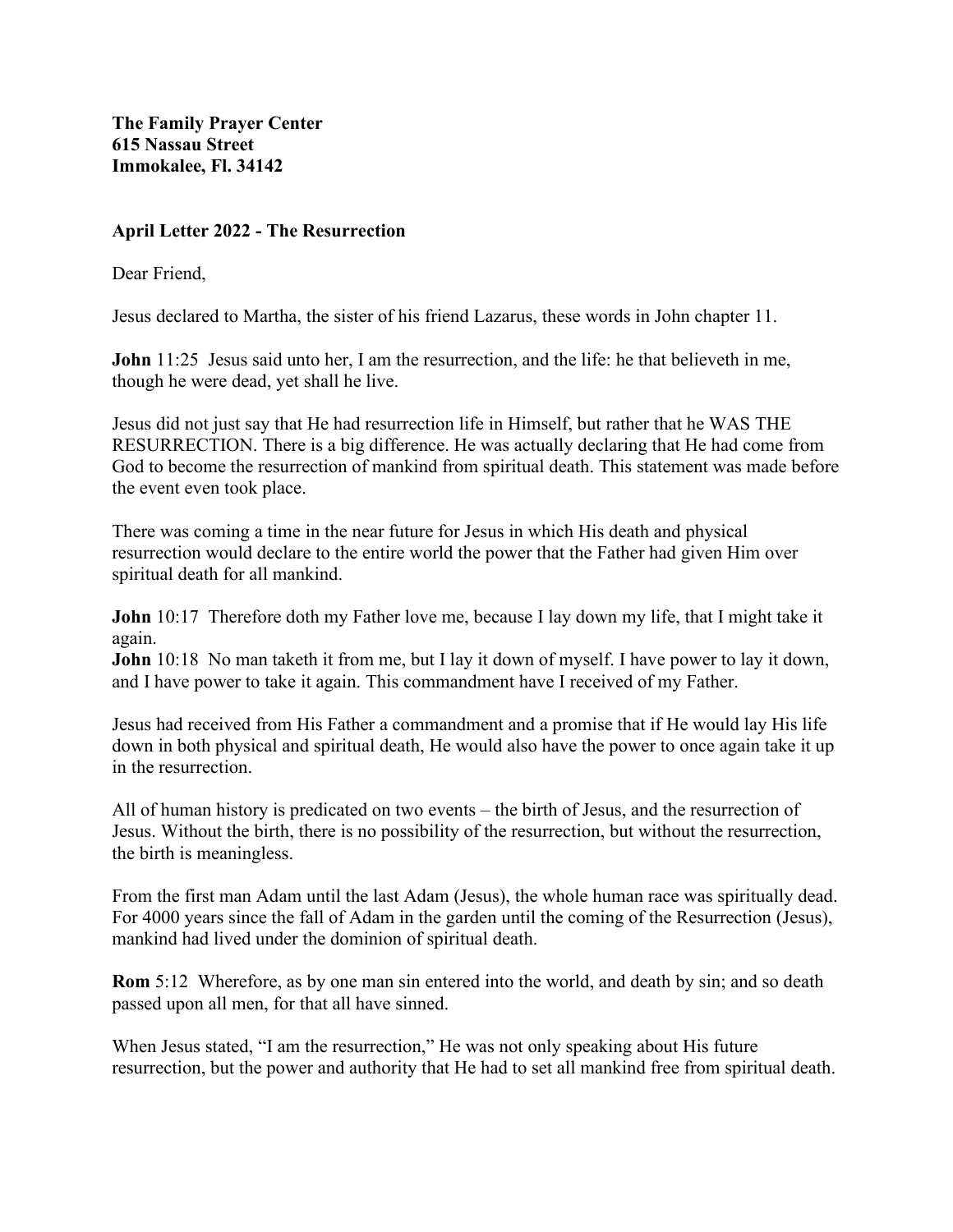**The Family Prayer Center**
**615 Nassau Street**
**Immokalee, Fl. 34142**

**April Letter 2022 - The Resurrection**

Dear Friend,

Jesus declared to Martha, the sister of his friend Lazarus, these words in John chapter 11.

**John** 11:25 Jesus said unto her, I am the resurrection, and the life: he that believeth in me, though he were dead, yet shall he live.

Jesus did not just say that He had resurrection life in Himself, but rather that he WAS THE RESURRECTION. There is a big difference. He was actually declaring that He had come from God to become the resurrection of mankind from spiritual death. This statement was made before the event even took place.

There was coming a time in the near future for Jesus in which His death and physical resurrection would declare to the entire world the power that the Father had given Him over spiritual death for all mankind.

**John** 10:17 Therefore doth my Father love me, because I lay down my life, that I might take it again.
**John** 10:18 No man taketh it from me, but I lay it down of myself. I have power to lay it down, and I have power to take it again. This commandment have I received of my Father.

Jesus had received from His Father a commandment and a promise that if He would lay His life down in both physical and spiritual death, He would also have the power to once again take it up in the resurrection.

All of human history is predicated on two events – the birth of Jesus, and the resurrection of Jesus. Without the birth, there is no possibility of the resurrection, but without the resurrection, the birth is meaningless.

From the first man Adam until the last Adam (Jesus), the whole human race was spiritually dead. For 4000 years since the fall of Adam in the garden until the coming of the Resurrection (Jesus), mankind had lived under the dominion of spiritual death.

**Rom** 5:12 Wherefore, as by one man sin entered into the world, and death by sin; and so death passed upon all men, for that all have sinned.

When Jesus stated, "I am the resurrection," He was not only speaking about His future resurrection, but the power and authority that He had to set all mankind free from spiritual death.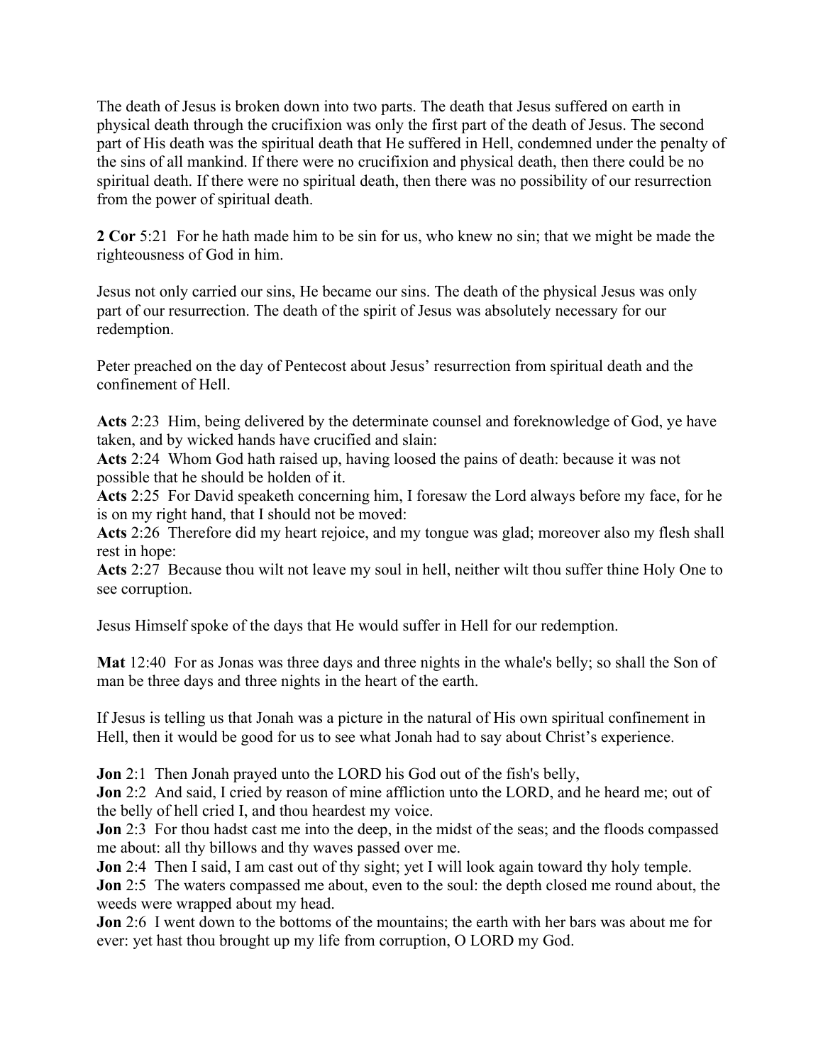The death of Jesus is broken down into two parts. The death that Jesus suffered on earth in physical death through the crucifixion was only the first part of the death of Jesus. The second part of His death was the spiritual death that He suffered in Hell, condemned under the penalty of the sins of all mankind. If there were no crucifixion and physical death, then there could be no spiritual death. If there were no spiritual death, then there was no possibility of our resurrection from the power of spiritual death.

**2 Cor** 5:21 For he hath made him to be sin for us, who knew no sin; that we might be made the righteousness of God in him.

Jesus not only carried our sins, He became our sins. The death of the physical Jesus was only part of our resurrection. The death of the spirit of Jesus was absolutely necessary for our redemption.

Peter preached on the day of Pentecost about Jesus' resurrection from spiritual death and the confinement of Hell.

**Acts** 2:23 Him, being delivered by the determinate counsel and foreknowledge of God, ye have taken, and by wicked hands have crucified and slain:
**Acts** 2:24 Whom God hath raised up, having loosed the pains of death: because it was not possible that he should be holden of it.
**Acts** 2:25 For David speaketh concerning him, I foresaw the Lord always before my face, for he is on my right hand, that I should not be moved:
**Acts** 2:26 Therefore did my heart rejoice, and my tongue was glad; moreover also my flesh shall rest in hope:
**Acts** 2:27 Because thou wilt not leave my soul in hell, neither wilt thou suffer thine Holy One to see corruption.

Jesus Himself spoke of the days that He would suffer in Hell for our redemption.

**Mat** 12:40 For as Jonas was three days and three nights in the whale's belly; so shall the Son of man be three days and three nights in the heart of the earth.

If Jesus is telling us that Jonah was a picture in the natural of His own spiritual confinement in Hell, then it would be good for us to see what Jonah had to say about Christ's experience.

**Jon** 2:1 Then Jonah prayed unto the LORD his God out of the fish's belly,
**Jon** 2:2 And said, I cried by reason of mine affliction unto the LORD, and he heard me; out of the belly of hell cried I, and thou heardest my voice.
**Jon** 2:3 For thou hadst cast me into the deep, in the midst of the seas; and the floods compassed me about: all thy billows and thy waves passed over me.
**Jon** 2:4 Then I said, I am cast out of thy sight; yet I will look again toward thy holy temple.
**Jon** 2:5 The waters compassed me about, even to the soul: the depth closed me round about, the weeds were wrapped about my head.
**Jon** 2:6 I went down to the bottoms of the mountains; the earth with her bars was about me for ever: yet hast thou brought up my life from corruption, O LORD my God.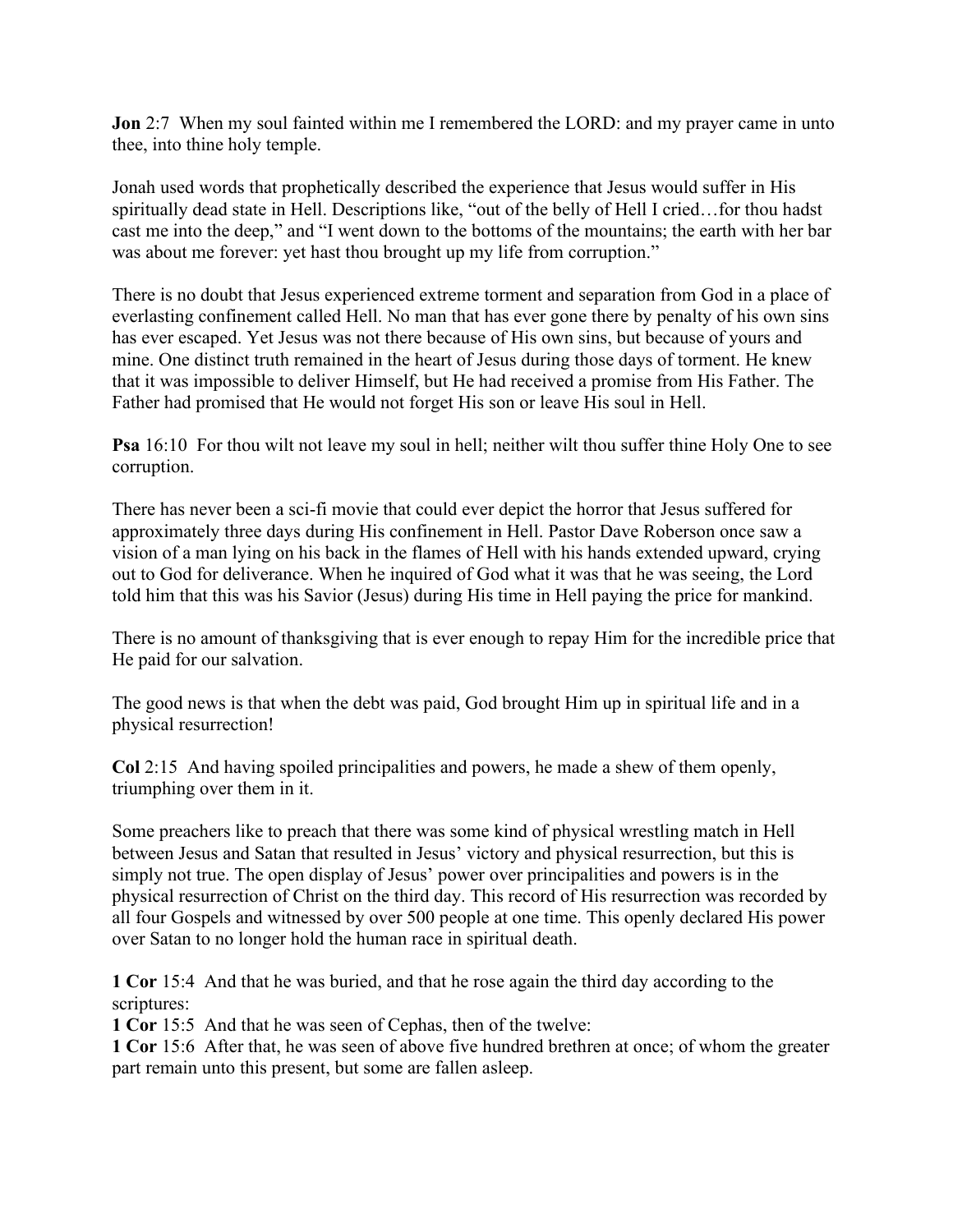**Jon** 2:7 When my soul fainted within me I remembered the LORD: and my prayer came in unto thee, into thine holy temple.

Jonah used words that prophetically described the experience that Jesus would suffer in His spiritually dead state in Hell. Descriptions like, "out of the belly of Hell I cried…for thou hadst cast me into the deep," and "I went down to the bottoms of the mountains; the earth with her bar was about me forever: yet hast thou brought up my life from corruption."

There is no doubt that Jesus experienced extreme torment and separation from God in a place of everlasting confinement called Hell. No man that has ever gone there by penalty of his own sins has ever escaped. Yet Jesus was not there because of His own sins, but because of yours and mine. One distinct truth remained in the heart of Jesus during those days of torment. He knew that it was impossible to deliver Himself, but He had received a promise from His Father. The Father had promised that He would not forget His son or leave His soul in Hell.

**Psa** 16:10 For thou wilt not leave my soul in hell; neither wilt thou suffer thine Holy One to see corruption.

There has never been a sci-fi movie that could ever depict the horror that Jesus suffered for approximately three days during His confinement in Hell. Pastor Dave Roberson once saw a vision of a man lying on his back in the flames of Hell with his hands extended upward, crying out to God for deliverance. When he inquired of God what it was that he was seeing, the Lord told him that this was his Savior (Jesus) during His time in Hell paying the price for mankind.

There is no amount of thanksgiving that is ever enough to repay Him for the incredible price that He paid for our salvation.

The good news is that when the debt was paid, God brought Him up in spiritual life and in a physical resurrection!

**Col** 2:15 And having spoiled principalities and powers, he made a shew of them openly, triumphing over them in it.

Some preachers like to preach that there was some kind of physical wrestling match in Hell between Jesus and Satan that resulted in Jesus' victory and physical resurrection, but this is simply not true. The open display of Jesus' power over principalities and powers is in the physical resurrection of Christ on the third day. This record of His resurrection was recorded by all four Gospels and witnessed by over 500 people at one time. This openly declared His power over Satan to no longer hold the human race in spiritual death.

**1 Cor** 15:4 And that he was buried, and that he rose again the third day according to the scriptures:
**1 Cor** 15:5 And that he was seen of Cephas, then of the twelve:
**1 Cor** 15:6 After that, he was seen of above five hundred brethren at once; of whom the greater part remain unto this present, but some are fallen asleep.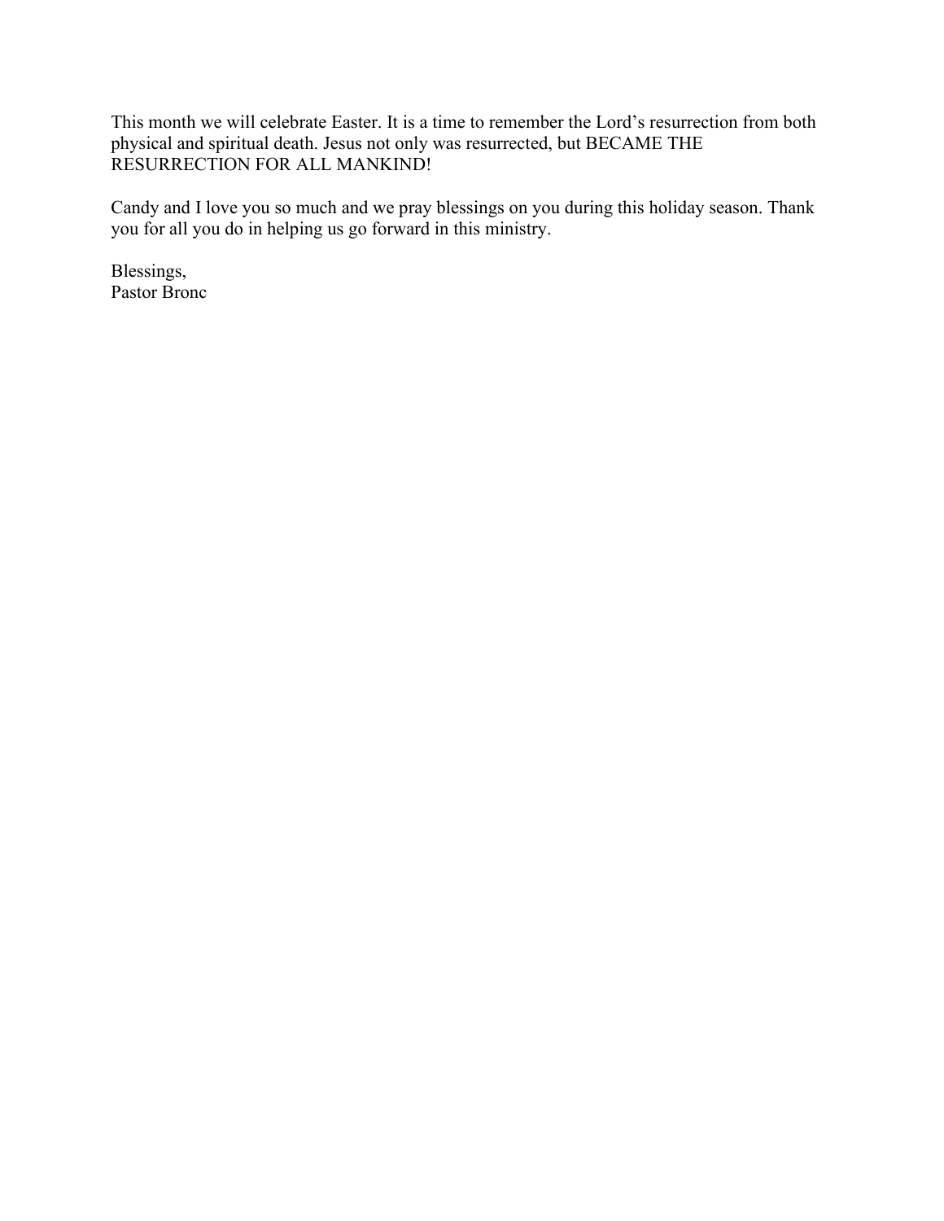This month we will celebrate Easter. It is a time to remember the Lord's resurrection from both physical and spiritual death. Jesus not only was resurrected, but BECAME THE RESURRECTION FOR ALL MANKIND!

Candy and I love you so much and we pray blessings on you during this holiday season. Thank you for all you do in helping us go forward in this ministry.

Blessings,
Pastor Bronc